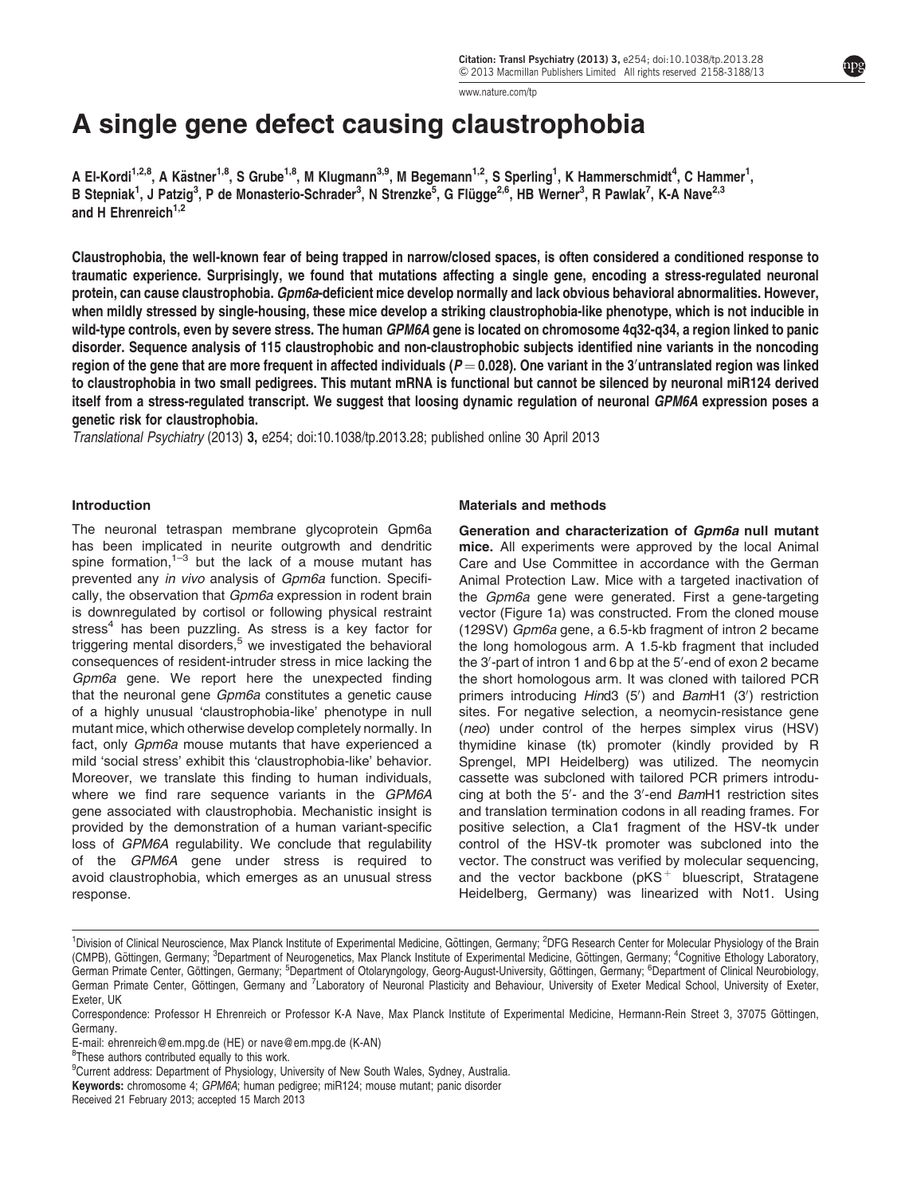# A single gene defect causing claustrophobia

A El-Kordi[1,2,8], A Kästner[1,8], S Grube[1,8], M Klugmann[3,9], M Begemann[1,2], S Sperling[1], K Hammerschmidt[4], C Hammer[1], B Stepniak[1], J Patzig[3], P de Monasterio-Schrader[3], N Strenzke[5], G Flügge[2,6], HB Werner[3], R Pawlak[7], K-A Nave[2,3] and H Ehrenreich[1,2]

**Claustrophobia, the well-known fear of being trapped in narrow/closed spaces, is often considered a conditioned response to traumatic experience. Surprisingly, we found that mutations affecting a single gene, encoding a stress-regulated neuronal protein, can cause claustrophobia. *Gpm6a*-deficient mice develop normally and lack obvious behavioral abnormalities. However, when mildly stressed by single-housing, these mice develop a striking claustrophobia-like phenotype, which is not inducible in wild-type controls, even by severe stress. The human *GPM6A* gene is located on chromosome 4q32-q34, a region linked to panic disorder. Sequence analysis of 115 claustrophobic and non-claustrophobic subjects identified nine variants in the noncoding region of the gene that are more frequent in affected individuals ($P = 0.028$). One variant in the 3′untranslated region was linked to claustrophobia in two small pedigrees. This mutant mRNA is functional but cannot be silenced by neuronal miR124 derived itself from a stress-regulated transcript. We suggest that loosing dynamic regulation of neuronal *GPM6A* expression poses a genetic risk for claustrophobia.**

*Translational Psychiatry* (2013) **3,** e254; doi:10.1038/tp.2013.28; published online 30 April 2013

## Introduction

The neuronal tetraspan membrane glycoprotein Gpm6a has been implicated in neurite outgrowth and dendritic spine formation,[1–3] but the lack of a mouse mutant has prevented any *in vivo* analysis of *Gpm6a* function. Specifically, the observation that *Gpm6a* expression in rodent brain is downregulated by cortisol or following physical restraint stress[4] has been puzzling. As stress is a key factor for triggering mental disorders,[5] we investigated the behavioral consequences of resident-intruder stress in mice lacking the *Gpm6a* gene. We report here the unexpected finding that the neuronal gene *Gpm6a* constitutes a genetic cause of a highly unusual 'claustrophobia-like' phenotype in null mutant mice, which otherwise develop completely normally. In fact, only *Gpm6a* mouse mutants that have experienced a mild 'social stress' exhibit this 'claustrophobia-like' behavior. Moreover, we translate this finding to human individuals, where we find rare sequence variants in the *GPM6A* gene associated with claustrophobia. Mechanistic insight is provided by the demonstration of a human variant-specific loss of *GPM6A* regulability. We conclude that regulability of the *GPM6A* gene under stress is required to avoid claustrophobia, which emerges as an unusual stress response.

## Materials and methods

**Generation and characterization of *Gpm6a* null mutant mice.** All experiments were approved by the local Animal Care and Use Committee in accordance with the German Animal Protection Law. Mice with a targeted inactivation of the *Gpm6a* gene were generated. First a gene-targeting vector (Figure 1a) was constructed. From the cloned mouse (129SV) *Gpm6a* gene, a 6.5-kb fragment of intron 2 became the long homologous arm. A 1.5-kb fragment that included the 3′-part of intron 1 and 6 bp at the 5′-end of exon 2 became the short homologous arm. It was cloned with tailored PCR primers introducing *Hin*d3 (5′) and *Bam*H1 (3′) restriction sites. For negative selection, a neomycin-resistance gene (*neo*) under control of the herpes simplex virus (HSV) thymidine kinase (tk) promoter (kindly provided by R Sprengel, MPI Heidelberg) was utilized. The neomycin cassette was subcloned with tailored PCR primers introducing at both the 5′- and the 3′-end *Bam*H1 restriction sites and translation termination codons in all reading frames. For positive selection, a Cla1 fragment of the HSV-tk under control of the HSV-tk promoter was subcloned into the vector. The construct was verified by molecular sequencing, and the vector backbone (pKS$^+$ bluescript, Stratagene Heidelberg, Germany) was linearized with Not1. Using

---

[1]Division of Clinical Neuroscience, Max Planck Institute of Experimental Medicine, Göttingen, Germany; [2]DFG Research Center for Molecular Physiology of the Brain (CMPB), Göttingen, Germany; [3]Department of Neurogenetics, Max Planck Institute of Experimental Medicine, Göttingen, Germany; [4]Cognitive Ethology Laboratory, German Primate Center, Göttingen, Germany; [5]Department of Otolaryngology, Georg-August-University, Göttingen, Germany; [6]Department of Clinical Neurobiology, German Primate Center, Göttingen, Germany and [7]Laboratory of Neuronal Plasticity and Behaviour, University of Exeter Medical School, University of Exeter, Exeter, UK

Correspondence: Professor H Ehrenreich or Professor K-A Nave, Max Planck Institute of Experimental Medicine, Hermann-Rein Street 3, 37075 Göttingen, Germany.

E-mail: ehrenreich@em.mpg.de (HE) or nave@em.mpg.de (K-AN)

[8]These authors contributed equally to this work.

[9]Current address: Department of Physiology, University of New South Wales, Sydney, Australia.

**Keywords:** chromosome 4; *GPM6A*; human pedigree; miR124; mouse mutant; panic disorder

Received 21 February 2013; accepted 15 March 2013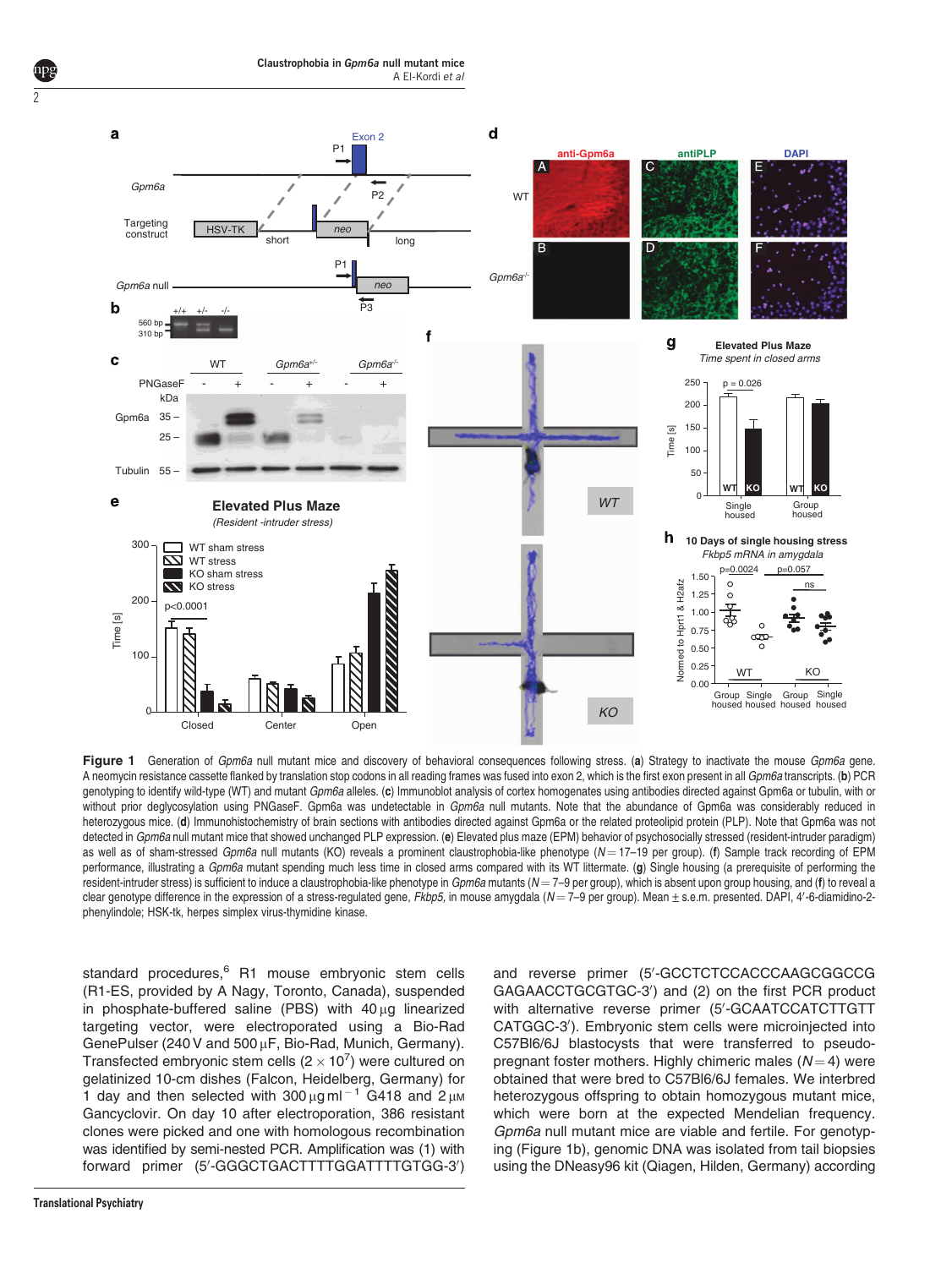**Figure 1** Generation of *Gpm6a* null mutant mice and discovery of behavioral consequences following stress. (**a**) Strategy to inactivate the mouse *Gpm6a* gene. A neomycin resistance cassette flanked by translation stop codons in all reading frames was fused into exon 2, which is the first exon present in all *Gpm6a* transcripts. (**b**) PCR genotyping to identify wild-type (WT) and mutant *Gpm6a* alleles. (**c**) Immunoblot analysis of cortex homogenates using antibodies directed against Gpm6a or tubulin, with or without prior deglycosylation using PNGaseF. Gpm6a was undetectable in *Gpm6a* null mutants. Note that the abundance of Gpm6a was considerably reduced in heterozygous mice. (**d**) Immunohistochemistry of brain sections with antibodies directed against Gpm6a or the related proteolipid protein (PLP). Note that Gpm6a was not detected in *Gpm6a* null mutant mice that showed unchanged PLP expression. (**e**) Elevated plus maze (EPM) behavior of psychosocially stressed (resident-intruder paradigm) as well as of sham-stressed *Gpm6a* null mutants (KO) reveals a prominent claustrophobia-like phenotype ($N = 17$–19 per group). (**f**) Sample track recording of EPM performance, illustrating a *Gpm6a* mutant spending much less time in closed arms compared with its WT littermate. (**g**) Single housing (a prerequisite of performing the resident-intruder stress) is sufficient to induce a claustrophobia-like phenotype in *Gpm6a* mutants ($N = 7$–9 per group), which is absent upon group housing, and (**f**) to reveal a clear genotype difference in the expression of a stress-regulated gene, *Fkbp5*, in mouse amygdala ($N = 7$–9 per group). Mean ± s.e.m. presented. DAPI, 4′-6-diamidino-2-phenylindole; HSK-tk, herpes simplex virus-thymidine kinase.

standard procedures,[6] R1 mouse embryonic stem cells (R1-ES, provided by A Nagy, Toronto, Canada), suspended in phosphate-buffered saline (PBS) with 40 μg linearized targeting vector, were electroporated using a Bio-Rad GenePulser (240 V and 500 μF, Bio-Rad, Munich, Germany). Transfected embryonic stem cells ($2 \times 10^7$) were cultured on gelatinized 10-cm dishes (Falcon, Heidelberg, Germany) for 1 day and then selected with 300 μg ml$^{-1}$ G418 and 2 μM Gancyclovir. On day 10 after electroporation, 386 resistant clones were picked and one with homologous recombination was identified by semi-nested PCR. Amplification was (1) with forward primer (5′-GGGCTGACTTTTGGATTTTGTGG-3′) and reverse primer (5′-GCCTCTCCACCCAAGCGGCCG GAGAACCTGCGTGC-3′) and (2) on the first PCR product with alternative reverse primer (5′-GCAATCCATCTTGTT CATGGC-3′). Embryonic stem cells were microinjected into C57Bl6/6J blastocysts that were transferred to pseudo-pregnant foster mothers. Highly chimeric males ($N = 4$) were obtained that were bred to C57Bl6/6J females. We interbred heterozygous offspring to obtain homozygous mutant mice, which were born at the expected Mendelian frequency. *Gpm6a* null mutant mice are viable and fertile. For genotyping (Figure 1b), genomic DNA was isolated from tail biopsies using the DNeasy96 kit (Qiagen, Hilden, Germany) according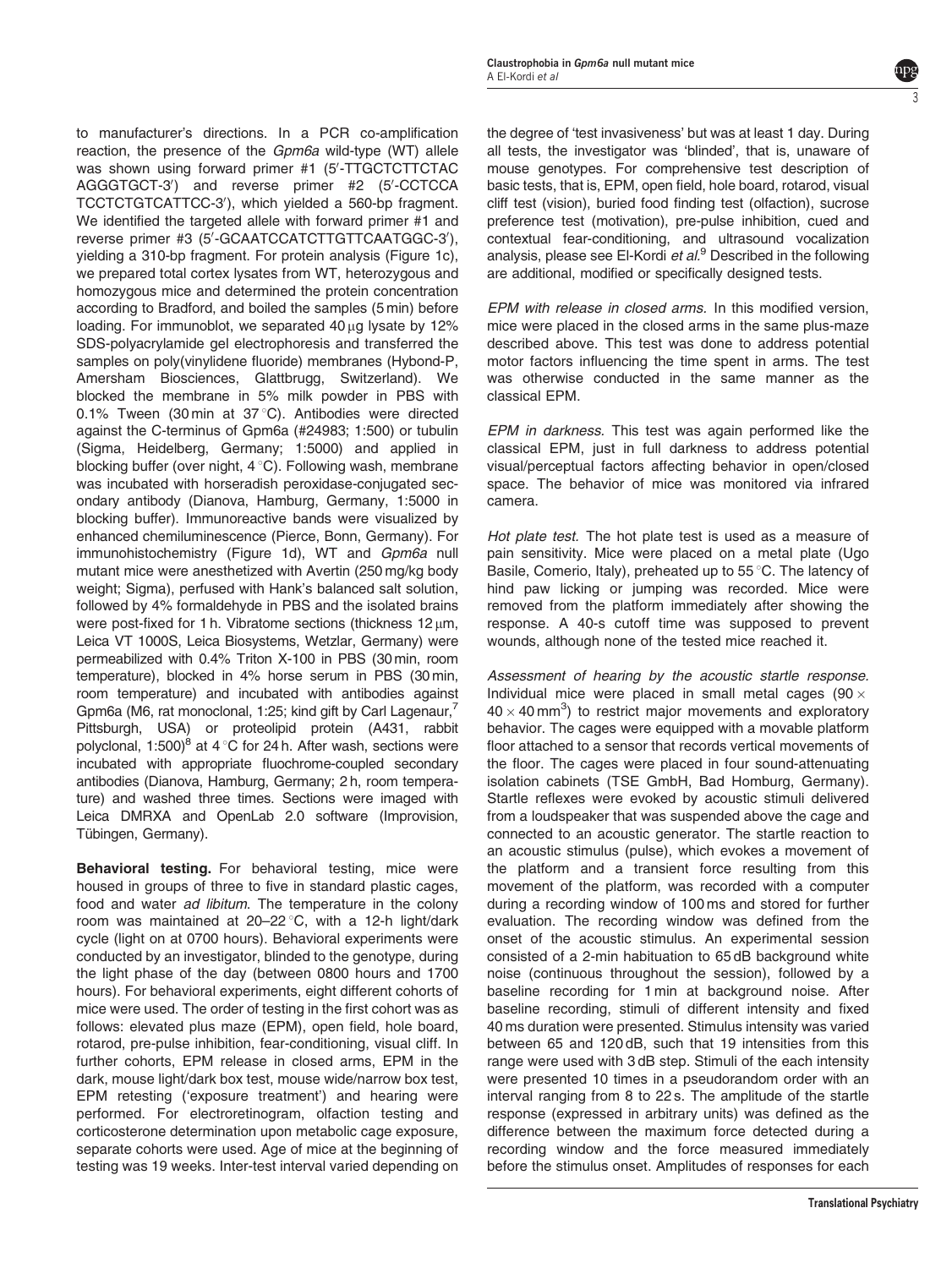to manufacturer's directions. In a PCR co-amplification reaction, the presence of the *Gpm6a* wild-type (WT) allele was shown using forward primer #1 (5′-TTGCTCTTCTAC AGGGTGCT-3′) and reverse primer #2 (5′-CCTCCA TCCTCTGTCATTCC-3′), which yielded a 560-bp fragment. We identified the targeted allele with forward primer #1 and reverse primer #3 (5′-GCAATCCATCTTGTTCAATGGC-3′), yielding a 310-bp fragment. For protein analysis (Figure 1c), we prepared total cortex lysates from WT, heterozygous and homozygous mice and determined the protein concentration according to Bradford, and boiled the samples (5 min) before loading. For immunoblot, we separated 40 μg lysate by 12% SDS-polyacrylamide gel electrophoresis and transferred the samples on poly(vinylidene fluoride) membranes (Hybond-P, Amersham Biosciences, Glattbrugg, Switzerland). We blocked the membrane in 5% milk powder in PBS with 0.1% Tween (30 min at 37 °C). Antibodies were directed against the C-terminus of Gpm6a (#24983; 1:500) or tubulin (Sigma, Heidelberg, Germany; 1:5000) and applied in blocking buffer (over night, 4 °C). Following wash, membrane was incubated with horseradish peroxidase-conjugated secondary antibody (Dianova, Hamburg, Germany, 1:5000 in blocking buffer). Immunoreactive bands were visualized by enhanced chemiluminescence (Pierce, Bonn, Germany). For immunohistochemistry (Figure 1d), WT and *Gpm6a* null mutant mice were anesthetized with Avertin (250 mg/kg body weight; Sigma), perfused with Hank's balanced salt solution, followed by 4% formaldehyde in PBS and the isolated brains were post-fixed for 1 h. Vibratome sections (thickness 12 μm, Leica VT 1000S, Leica Biosystems, Wetzlar, Germany) were permeabilized with 0.4% Triton X-100 in PBS (30 min, room temperature), blocked in 4% horse serum in PBS (30 min, room temperature) and incubated with antibodies against Gpm6a (M6, rat monoclonal, 1:25; kind gift by Carl Lagenaur,[7] Pittsburgh, USA) or proteolipid protein (A431, rabbit polyclonal, 1:500)[8] at 4 °C for 24 h. After wash, sections were incubated with appropriate fluochrome-coupled secondary antibodies (Dianova, Hamburg, Germany; 2 h, room temperature) and washed three times. Sections were imaged with Leica DMRXA and OpenLab 2.0 software (Improvision, Tübingen, Germany).

**Behavioral testing.** For behavioral testing, mice were housed in groups of three to five in standard plastic cages, food and water *ad libitum*. The temperature in the colony room was maintained at 20–22 °C, with a 12-h light/dark cycle (light on at 0700 hours). Behavioral experiments were conducted by an investigator, blinded to the genotype, during the light phase of the day (between 0800 hours and 1700 hours). For behavioral experiments, eight different cohorts of mice were used. The order of testing in the first cohort was as follows: elevated plus maze (EPM), open field, hole board, rotarod, pre-pulse inhibition, fear-conditioning, visual cliff. In further cohorts, EPM release in closed arms, EPM in the dark, mouse light/dark box test, mouse wide/narrow box test, EPM retesting ('exposure treatment') and hearing were performed. For electroretinogram, olfaction testing and corticosterone determination upon metabolic cage exposure, separate cohorts were used. Age of mice at the beginning of testing was 19 weeks. Inter-test interval varied depending on the degree of 'test invasiveness' but was at least 1 day. During all tests, the investigator was 'blinded', that is, unaware of mouse genotypes. For comprehensive test description of basic tests, that is, EPM, open field, hole board, rotarod, visual cliff test (vision), buried food finding test (olfaction), sucrose preference test (motivation), pre-pulse inhibition, cued and contextual fear-conditioning, and ultrasound vocalization analysis, please see El-Kordi *et al.*[9] Described in the following are additional, modified or specifically designed tests.

*EPM with release in closed arms.* In this modified version, mice were placed in the closed arms in the same plus-maze described above. This test was done to address potential motor factors influencing the time spent in arms. The test was otherwise conducted in the same manner as the classical EPM.

*EPM in darkness.* This test was again performed like the classical EPM, just in full darkness to address potential visual/perceptual factors affecting behavior in open/closed space. The behavior of mice was monitored via infrared camera.

*Hot plate test.* The hot plate test is used as a measure of pain sensitivity. Mice were placed on a metal plate (Ugo Basile, Comerio, Italy), preheated up to 55 °C. The latency of hind paw licking or jumping was recorded. Mice were removed from the platform immediately after showing the response. A 40-s cutoff time was supposed to prevent wounds, although none of the tested mice reached it.

*Assessment of hearing by the acoustic startle response.* Individual mice were placed in small metal cages ($90 \times 40 \times 40\,mm^3$) to restrict major movements and exploratory behavior. The cages were equipped with a movable platform floor attached to a sensor that records vertical movements of the floor. The cages were placed in four sound-attenuating isolation cabinets (TSE GmbH, Bad Homburg, Germany). Startle reflexes were evoked by acoustic stimuli delivered from a loudspeaker that was suspended above the cage and connected to an acoustic generator. The startle reaction to an acoustic stimulus (pulse), which evokes a movement of the platform and a transient force resulting from this movement of the platform, was recorded with a computer during a recording window of 100 ms and stored for further evaluation. The recording window was defined from the onset of the acoustic stimulus. An experimental session consisted of a 2-min habituation to 65 dB background white noise (continuous throughout the session), followed by a baseline recording for 1 min at background noise. After baseline recording, stimuli of different intensity and fixed 40 ms duration were presented. Stimulus intensity was varied between 65 and 120 dB, such that 19 intensities from this range were used with 3 dB step. Stimuli of the each intensity were presented 10 times in a pseudorandom order with an interval ranging from 8 to 22 s. The amplitude of the startle response (expressed in arbitrary units) was defined as the difference between the maximum force detected during a recording window and the force measured immediately before the stimulus onset. Amplitudes of responses for each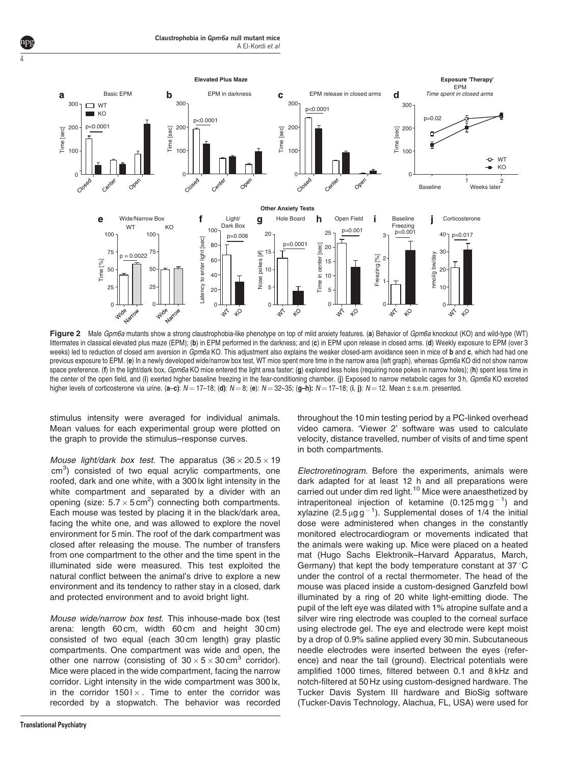**Figure 2** Male *Gpm6a* mutants show a strong claustrophobia-like phenotype on top of mild anxiety features. (**a**) Behavior of *Gpm6a* knockout (KO) and wild-type (WT) littermates in classical elevated plus maze (EPM); (**b**) in EPM performed in the darkness; and (**c**) in EPM upon release in closed arms. (**d**) Weekly exposure to EPM (over 3 weeks) led to reduction of closed arm aversion in *Gpm6a* KO. This adjustment also explains the weaker closed-arm avoidance seen in mice of **b** and **c**, which had had one previous exposure to EPM. (**e**) In a newly developed wide/narrow box test, WT mice spent more time in the narrow area (left graph), whereas *Gpm6a* KO did not show narrow space preference. (**f**) In the light/dark box, *Gpm6a* KO mice entered the light area faster; (**g**) explored less holes (requiring nose pokes in narrow holes); (**h**) spent less time in the center of the open field, and (**i**) exerted higher baseline freezing in the fear-conditioning chamber. (**j**) Exposed to narrow metabolic cages for 3 h, *Gpm6a* KO excreted higher levels of corticosterone via urine. (**a–c**): $N = 17–18$; (**d**): $N = 8$; (**e**): $N = 32–35$; (**g–h**): $N = 17–18$; (**i**, **j**): $N = 12$. Mean ± s.e.m. presented.

stimulus intensity were averaged for individual animals. Mean values for each experimental group were plotted on the graph to provide the stimulus–response curves.

*Mouse light/dark box test.* The apparatus ($36 \times 20.5 \times 19$ $cm^3$) consisted of two equal acrylic compartments, one roofed, dark and one white, with a 300 lx light intensity in the white compartment and separated by a divider with an opening (size: $5.7 \times 5\,cm^2$) connecting both compartments. Each mouse was tested by placing it in the black/dark area, facing the white one, and was allowed to explore the novel environment for 5 min. The roof of the dark compartment was closed after releasing the mouse. The number of transfers from one compartment to the other and the time spent in the illuminated side were measured. This test exploited the natural conflict between the animal's drive to explore a new environment and its tendency to rather stay in a closed, dark and protected environment and to avoid bright light.

*Mouse wide/narrow box test.* This inhouse-made box (test arena: length 60 cm, width 60 cm and height 30 cm) consisted of two equal (each 30 cm length) gray plastic compartments. One compartment was wide and open, the other one narrow (consisting of $30 \times 5 \times 30\,cm^3$ corridor). Mice were placed in the wide compartment, facing the narrow corridor. Light intensity in the wide compartment was 300 lx, in the corridor 150 l×. Time to enter the corridor was recorded by a stopwatch. The behavior was recorded throughout the 10 min testing period by a PC-linked overhead video camera. 'Viewer 2' software was used to calculate velocity, distance travelled, number of visits of and time spent in both compartments.

*Electroretinogram.* Before the experiments, animals were dark adapted for at least 12 h and all preparations were carried out under dim red light.[10] Mice were anaesthetized by intraperitoneal injection of ketamine ($0.125\,mg\,g^{-1}$) and xylazine ($2.5\,\mu g\,g^{-1}$). Supplemental doses of 1/4 the initial dose were administered when changes in the constantly monitored electrocardiogram or movements indicated that the animals were waking up. Mice were placed on a heated mat (Hugo Sachs Elektronik–Harvard Apparatus, March, Germany) that kept the body temperature constant at 37 °C under the control of a rectal thermometer. The head of the mouse was placed inside a custom-designed Ganzfeld bowl illuminated by a ring of 20 white light-emitting diode. The pupil of the left eye was dilated with 1% atropine sulfate and a silver wire ring electrode was coupled to the corneal surface using electrode gel. The eye and electrode were kept moist by a drop of 0.9% saline applied every 30 min. Subcutaneous needle electrodes were inserted between the eyes (reference) and near the tail (ground). Electrical potentials were amplified 1000 times, filtered between 0.1 and 8 kHz and notch-filtered at 50 Hz using custom-designed hardware. The Tucker Davis System III hardware and BioSig software (Tucker-Davis Technology, Alachua, FL, USA) were used for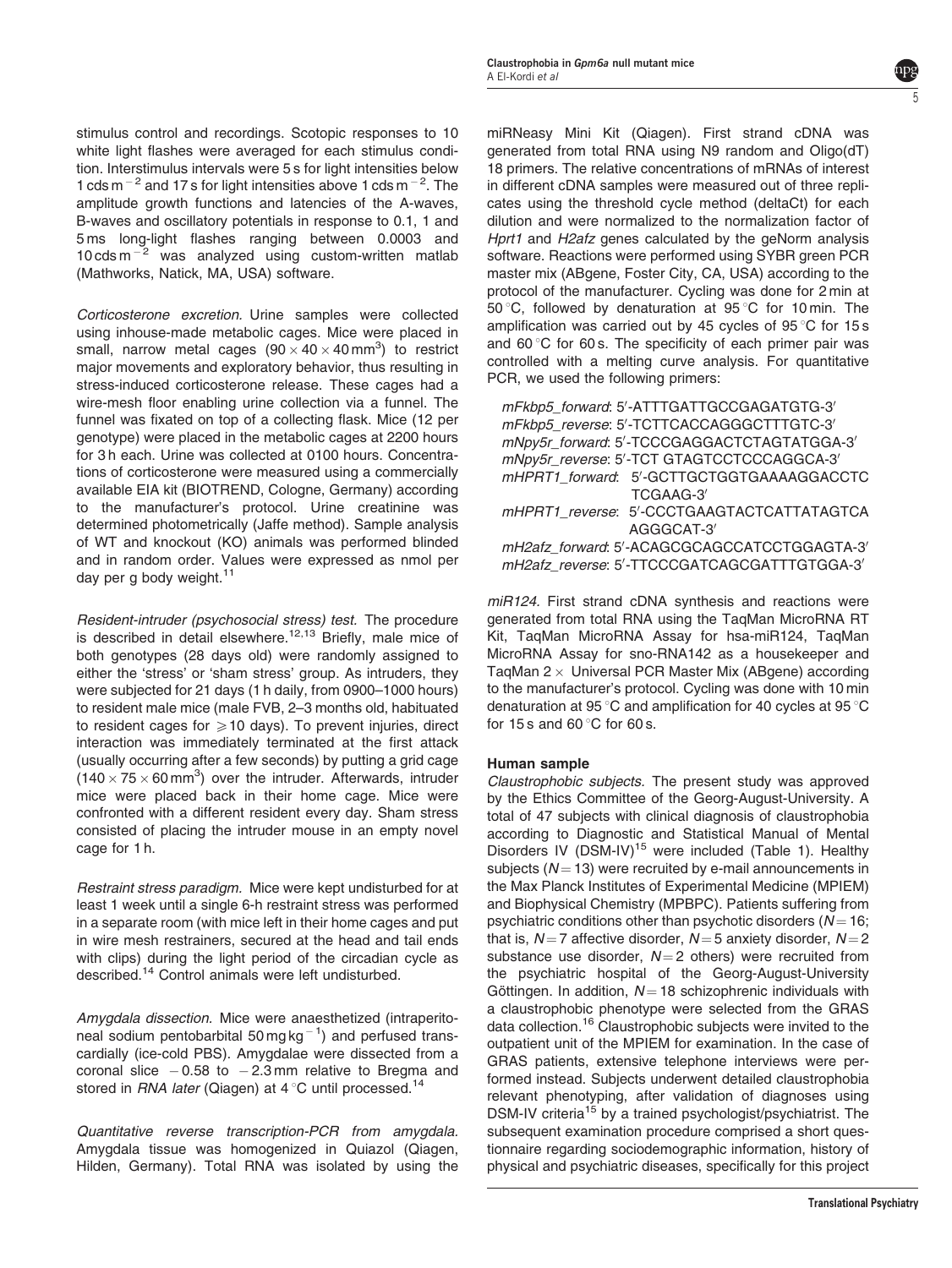stimulus control and recordings. Scotopic responses to 10 white light flashes were averaged for each stimulus condition. Interstimulus intervals were 5 s for light intensities below 1 cds $m^{-2}$ and 17 s for light intensities above 1 cds $m^{-2}$. The amplitude growth functions and latencies of the A-waves, B-waves and oscillatory potentials in response to 0.1, 1 and 5 ms long-light flashes ranging between 0.0003 and 10 cds $m^{-2}$ was analyzed using custom-written matlab (Mathworks, Natick, MA, USA) software.

*Corticosterone excretion.* Urine samples were collected using inhouse-made metabolic cages. Mice were placed in small, narrow metal cages ($90 \times 40 \times 40\,mm^3$) to restrict major movements and exploratory behavior, thus resulting in stress-induced corticosterone release. These cages had a wire-mesh floor enabling urine collection via a funnel. The funnel was fixated on top of a collecting flask. Mice (12 per genotype) were placed in the metabolic cages at 2200 hours for 3 h each. Urine was collected at 0100 hours. Concentrations of corticosterone were measured using a commercially available EIA kit (BIOTREND, Cologne, Germany) according to the manufacturer's protocol. Urine creatinine was determined photometrically (Jaffe method). Sample analysis of WT and knockout (KO) animals was performed blinded and in random order. Values were expressed as nmol per day per g body weight.[11]

*Resident-intruder (psychosocial stress) test.* The procedure is described in detail elsewhere.[12,13] Briefly, male mice of both genotypes (28 days old) were randomly assigned to either the 'stress' or 'sham stress' group. As intruders, they were subjected for 21 days (1 h daily, from 0900–1000 hours) to resident male mice (male FVB, 2–3 months old, habituated to resident cages for ⩾10 days). To prevent injuries, direct interaction was immediately terminated at the first attack (usually occurring after a few seconds) by putting a grid cage ($140 \times 75 \times 60\,mm^3$) over the intruder. Afterwards, intruder mice were placed back in their home cage. Mice were confronted with a different resident every day. Sham stress consisted of placing the intruder mouse in an empty novel cage for 1 h.

*Restraint stress paradigm.* Mice were kept undisturbed for at least 1 week until a single 6-h restraint stress was performed in a separate room (with mice left in their home cages and put in wire mesh restrainers, secured at the head and tail ends with clips) during the light period of the circadian cycle as described.[14] Control animals were left undisturbed.

*Amygdala dissection.* Mice were anaesthetized (intraperitoneal sodium pentobarbital 50 mg $kg^{-1}$) and perfused transcardially (ice-cold PBS). Amygdalae were dissected from a coronal slice $-0.58$ to $-2.3$ mm relative to Bregma and stored in *RNA later* (Qiagen) at 4 °C until processed.[14]

*Quantitative reverse transcription-PCR from amygdala.* Amygdala tissue was homogenized in Quiazol (Qiagen, Hilden, Germany). Total RNA was isolated by using the miRNeasy Mini Kit (Qiagen). First strand cDNA was generated from total RNA using N9 random and Oligo(dT) 18 primers. The relative concentrations of mRNAs of interest in different cDNA samples were measured out of three replicates using the threshold cycle method (deltaCt) for each dilution and were normalized to the normalization factor of *Hprt1* and *H2afz* genes calculated by the geNorm analysis software. Reactions were performed using SYBR green PCR master mix (ABgene, Foster City, CA, USA) according to the protocol of the manufacturer. Cycling was done for 2 min at 50 °C, followed by denaturation at 95 °C for 10 min. The amplification was carried out by 45 cycles of 95 °C for 15 s and 60 °C for 60 s. The specificity of each primer pair was controlled with a melting curve analysis. For quantitative PCR, we used the following primers:

*mFkbp5_forward*: 5′-ATTTGATTGCCGAGATGTG-3′
*mFkbp5_reverse*: 5′-TCTTCACCAGGGCTTTGTC-3′
*mNpy5r_forward*: 5′-TCCCGAGGACTCTAGTATGGA-3′
*mNpy5r_reverse*: 5′-TCT GTAGTCCTCCCAGGCA-3′
*mHPRT1_forward*: 5′-GCTTGCTGGTGAAAAGGACCTCTCGAAG-3′
*mHPRT1_reverse*: 5′-CCCTGAAGTACTCATTATAGTCAAGGGCAT-3′
*mH2afz_forward*: 5′-ACAGCGCAGCCATCCTGGAGTA-3′
*mH2afz_reverse*: 5′-TTCCCGATCAGCGATTTGTGGA-3′

*miR124.* First strand cDNA synthesis and reactions were generated from total RNA using the TaqMan MicroRNA RT Kit, TaqMan MicroRNA Assay for hsa-miR124, TaqMan MicroRNA Assay for sno-RNA142 as a housekeeper and TaqMan 2 × Universal PCR Master Mix (ABgene) according to the manufacturer's protocol. Cycling was done with 10 min denaturation at 95 °C and amplification for 40 cycles at 95 °C for 15 s and 60 °C for 60 s.

### Human sample

*Claustrophobic subjects.* The present study was approved by the Ethics Committee of the Georg-August-University. A total of 47 subjects with clinical diagnosis of claustrophobia according to Diagnostic and Statistical Manual of Mental Disorders IV (DSM-IV)[15] were included (Table 1). Healthy subjects ($N=13$) were recruited by e-mail announcements in the Max Planck Institutes of Experimental Medicine (MPIEM) and Biophysical Chemistry (MPBPC). Patients suffering from psychiatric conditions other than psychotic disorders ($N=16$; that is, $N=7$ affective disorder, $N=5$ anxiety disorder, $N=2$ substance use disorder, $N=2$ others) were recruited from the psychiatric hospital of the Georg-August-University Göttingen. In addition, $N=18$ schizophrenic individuals with a claustrophobic phenotype were selected from the GRAS data collection.[16] Claustrophobic subjects were invited to the outpatient unit of the MPIEM for examination. In the case of GRAS patients, extensive telephone interviews were performed instead. Subjects underwent detailed claustrophobia relevant phenotyping, after validation of diagnoses using DSM-IV criteria[15] by a trained psychologist/psychiatrist. The subsequent examination procedure comprised a short questionnaire regarding sociodemographic information, history of physical and psychiatric diseases, specifically for this project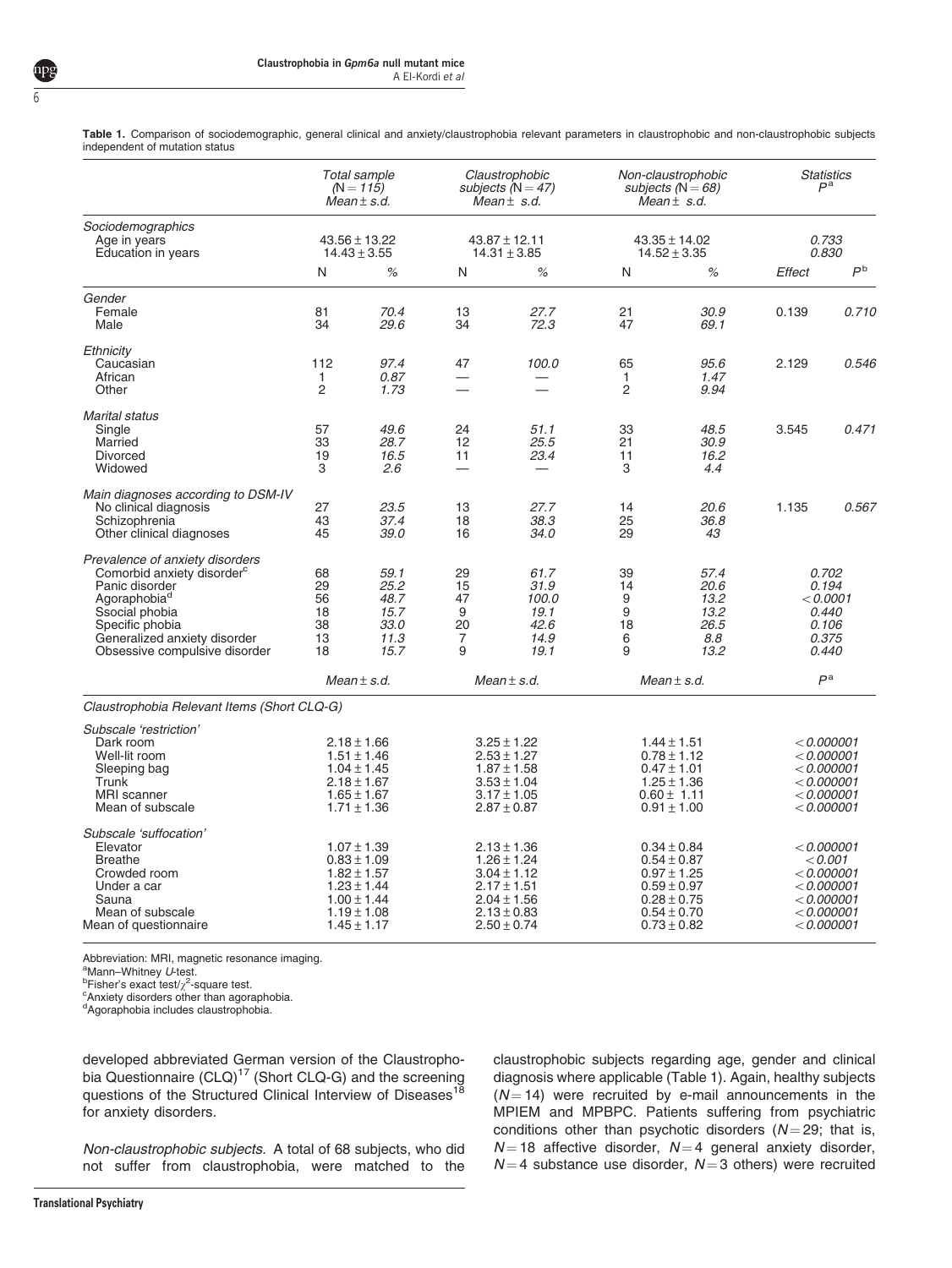**Table 1.** Comparison of sociodemographic, general clinical and anxiety/claustrophobia relevant parameters in claustrophobic and non-claustrophobic subjects independent of mutation status

| | Total sample (N = 115) Mean ± s.d. | | Claustrophobic subjects (N = 47) Mean ± s.d. | | Non-claustrophobic subjects (N = 68) Mean ± s.d. | | Statistics $P^a$ | |
|---|---|---|---|---|---|---|---|---|
| *Sociodemographics* | | | | | | | | |
| Age in years | 43.56 ± 13.22 | | 43.87 ± 12.11 | | 43.35 ± 14.02 | | 0.733 | |
| Education in years | 14.43 ± 3.55 | | 14.31 ± 3.85 | | 14.52 ± 3.35 | | 0.830 | |
| | N | % | N | % | N | % | Effect | $P^b$ |
| *Gender* | | | | | | | | |
| Female | 81 | 70.4 | 13 | 27.7 | 21 | 30.9 | 0.139 | 0.710 |
| Male | 34 | 29.6 | 34 | 72.3 | 47 | 69.1 | | |
| *Ethnicity* | | | | | | | | |
| Caucasian | 112 | 97.4 | 47 | 100.0 | 65 | 95.6 | 2.129 | 0.546 |
| African | 1 | 0.87 | — | — | 1 | 1.47 | | |
| Other | 2 | 1.73 | — | — | 2 | 9.94 | | |
| *Marital status* | | | | | | | | |
| Single | 57 | 49.6 | 24 | 51.1 | 33 | 48.5 | 3.545 | 0.471 |
| Married | 33 | 28.7 | 12 | 25.5 | 21 | 30.9 | | |
| Divorced | 19 | 16.5 | 11 | 23.4 | 11 | 16.2 | | |
| Widowed | 3 | 2.6 | — | — | 3 | 4.4 | | |
| *Main diagnoses according to DSM-IV* | | | | | | | | |
| No clinical diagnosis | 27 | 23.5 | 13 | 27.7 | 14 | 20.6 | 1.135 | 0.567 |
| Schizophrenia | 43 | 37.4 | 18 | 38.3 | 25 | 36.8 | | |
| Other clinical diagnoses | 45 | 39.0 | 16 | 34.0 | 29 | 43 | | |
| *Prevalence of anxiety disorders* | | | | | | | | |
| Comorbid anxiety disorder[c] | 68 | 59.1 | 29 | 61.7 | 39 | 57.4 | 0.702 | |
| Panic disorder | 29 | 25.2 | 15 | 31.9 | 14 | 20.6 | 0.194 | |
| Agoraphobia[d] | 56 | 48.7 | 47 | 100.0 | 9 | 13.2 | < 0.0001 | |
| Ssocial phobia | 18 | 15.7 | 9 | 19.1 | 9 | 13.2 | 0.440 | |
| Specific phobia | 38 | 33.0 | 20 | 42.6 | 18 | 26.5 | 0.106 | |
| Generalized anxiety disorder | 13 | 11.3 | 7 | 14.9 | 6 | 8.8 | 0.375 | |
| Obsessive compulsive disorder | 18 | 15.7 | 9 | 19.1 | 9 | 13.2 | 0.440 | |
| | Mean ± s.d. | | Mean ± s.d. | | Mean ± s.d. | | $P^a$ | |
| *Claustrophobia Relevant Items (Short CLQ-G)* | | | | | | | | |
| *Subscale 'restriction'* | | | | | | | | |
| Dark room | 2.18 ± 1.66 | | 3.25 ± 1.22 | | 1.44 ± 1.51 | | < 0.000001 | |
| Well-lit room | 1.51 ± 1.46 | | 2.53 ± 1.27 | | 0.78 ± 1.12 | | < 0.000001 | |
| Sleeping bag | 1.04 ± 1.45 | | 1.87 ± 1.58 | | 0.47 ± 1.01 | | < 0.000001 | |
| Trunk | 2.18 ± 1.67 | | 3.53 ± 1.04 | | 1.25 ± 1.36 | | < 0.000001 | |
| MRI scanner | 1.65 ± 1.67 | | 3.17 ± 1.05 | | 0.60 ± 1.11 | | < 0.000001 | |
| Mean of subscale | 1.71 ± 1.36 | | 2.87 ± 0.87 | | 0.91 ± 1.00 | | < 0.000001 | |
| *Subscale 'suffocation'* | | | | | | | | |
| Elevator | 1.07 ± 1.39 | | 2.13 ± 1.36 | | 0.34 ± 0.84 | | < 0.000001 | |
| Breathe | 0.83 ± 1.09 | | 1.26 ± 1.24 | | 0.54 ± 0.87 | | < 0.001 | |
| Crowded room | 1.82 ± 1.57 | | 3.04 ± 1.12 | | 0.97 ± 1.25 | | < 0.000001 | |
| Under a car | 1.23 ± 1.44 | | 2.17 ± 1.51 | | 0.59 ± 0.97 | | < 0.000001 | |
| Sauna | 1.00 ± 1.44 | | 2.04 ± 1.56 | | 0.28 ± 0.75 | | < 0.000001 | |
| Mean of subscale | 1.19 ± 1.08 | | 2.13 ± 0.83 | | 0.54 ± 0.70 | | < 0.000001 | |
| Mean of questionnaire | 1.45 ± 1.17 | | 2.50 ± 0.74 | | 0.73 ± 0.82 | | < 0.000001 | |

Abbreviation: MRI, magnetic resonance imaging.
[a]Mann–Whitney *U*-test.
[b]Fisher's exact test/$\chi^2$-square test.
[c]Anxiety disorders other than agoraphobia.
[d]Agoraphobia includes claustrophobia.

developed abbreviated German version of the Claustrophobia Questionnaire (CLQ)[17] (Short CLQ-G) and the screening questions of the Structured Clinical Interview of Diseases[18] for anxiety disorders.

*Non-claustrophobic subjects.* A total of 68 subjects, who did not suffer from claustrophobia, were matched to the claustrophobic subjects regarding age, gender and clinical diagnosis where applicable (Table 1). Again, healthy subjects ($N = 14$) were recruited by e-mail announcements in the MPIEM and MPBPC. Patients suffering from psychiatric conditions other than psychotic disorders ($N = 29$; that is, $N = 18$ affective disorder, $N = 4$ general anxiety disorder, $N = 4$ substance use disorder, $N = 3$ others) were recruited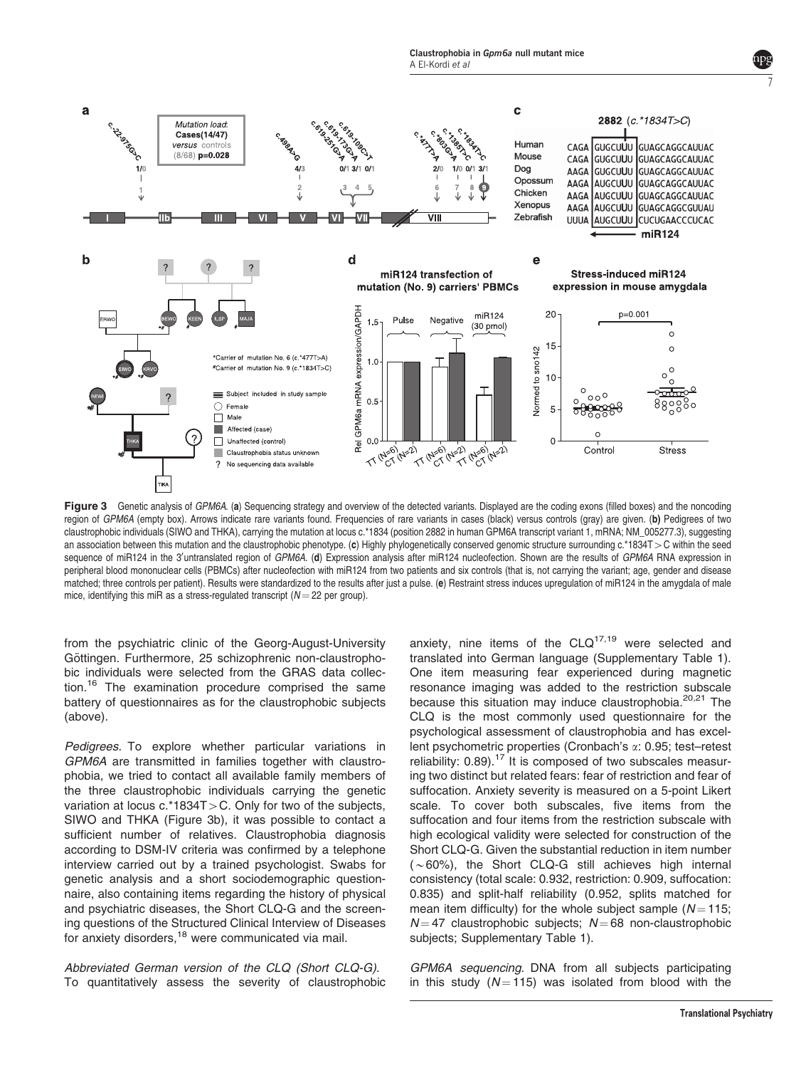**Figure 3** Genetic analysis of *GPM6A*. (**a**) Sequencing strategy and overview of the detected variants. Displayed are the coding exons (filled boxes) and the noncoding region of *GPM6A* (empty box). Arrows indicate rare variants found. Frequencies of rare variants in cases (black) versus controls (gray) are given. (**b**) Pedigrees of two claustrophobic individuals (SIWO and THKA), carrying the mutation at locus c.*1834 (position 2882 in human GPM6A transcript variant 1, mRNA; NM_005277.3), suggesting an association between this mutation and the claustrophobic phenotype. (**c**) Highly phylogenetically conserved genomic structure surrounding c.*1834T > C within the seed sequence of miR124 in the 3′untranslated region of *GPM6A*. (**d**) Expression analysis after miR124 nucleofection. Shown are the results of *GPM6A* RNA expression in peripheral blood mononuclear cells (PBMCs) after nucleofection with miR124 from two patients and six controls (that is, not carrying the variant; age, gender and disease matched; three controls per patient). Results were standardized to the results after just a pulse. (**e**) Restraint stress induces upregulation of miR124 in the amygdala of male mice, identifying this miR as a stress-regulated transcript ($N = 22$ per group).

from the psychiatric clinic of the Georg-August-University Göttingen. Furthermore, 25 schizophrenic non-claustrophobic individuals were selected from the GRAS data collection.[16] The examination procedure comprised the same battery of questionnaires as for the claustrophobic subjects (above).

*Pedigrees.* To explore whether particular variations in *GPM6A* are transmitted in families together with claustrophobia, we tried to contact all available family members of the three claustrophobic individuals carrying the genetic variation at locus c.*1834T > C. Only for two of the subjects, SIWO and THKA (Figure 3b), it was possible to contact a sufficient number of relatives. Claustrophobia diagnosis according to DSM-IV criteria was confirmed by a telephone interview carried out by a trained psychologist. Swabs for genetic analysis and a short sociodemographic questionnaire, also containing items regarding the history of physical and psychiatric diseases, the Short CLQ-G and the screening questions of the Structured Clinical Interview of Diseases for anxiety disorders,[18] were communicated via mail.

*Abbreviated German version of the CLQ (Short CLQ-G).* To quantitatively assess the severity of claustrophobic anxiety, nine items of the CLQ[17,19] were selected and translated into German language (Supplementary Table 1). One item measuring fear experienced during magnetic resonance imaging was added to the restriction subscale because this situation may induce claustrophobia.[20,21] The CLQ is the most commonly used questionnaire for the psychological assessment of claustrophobia and has excellent psychometric properties (Cronbach's $\alpha$: 0.95; test–retest reliability: 0.89).[17] It is composed of two subscales measuring two distinct but related fears: fear of restriction and fear of suffocation. Anxiety severity is measured on a 5-point Likert scale. To cover both subscales, five items from the suffocation and four items from the restriction subscale with high ecological validity were selected for construction of the Short CLQ-G. Given the substantial reduction in item number ($\sim$60%), the Short CLQ-G still achieves high internal consistency (total scale: 0.932, restriction: 0.909, suffocation: 0.835) and split-half reliability (0.952, splits matched for mean item difficulty) for the whole subject sample ($N = 115$; $N = 47$ claustrophobic subjects; $N = 68$ non-claustrophobic subjects; Supplementary Table 1).

*GPM6A sequencing.* DNA from all subjects participating in this study ($N = 115$) was isolated from blood with the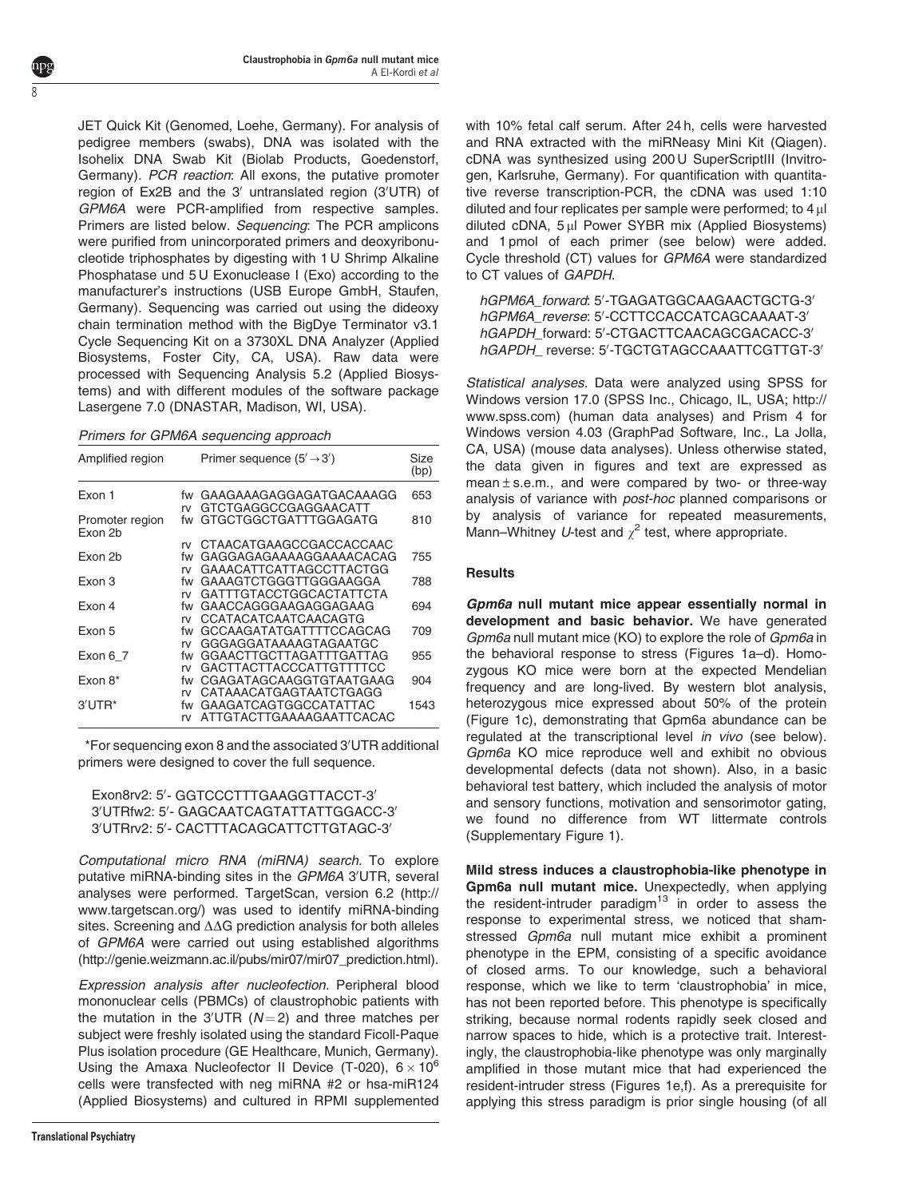JET Quick Kit (Genomed, Loehe, Germany). For analysis of pedigree members (swabs), DNA was isolated with the Isohelix DNA Swab Kit (Biolab Products, Goedenstorf, Germany). *PCR reaction*: All exons, the putative promoter region of Ex2B and the 3′ untranslated region (3′UTR) of *GPM6A* were PCR-amplified from respective samples. Primers are listed below. *Sequencing*: The PCR amplicons were purified from unincorporated primers and deoxyribonucleotide triphosphates by digesting with 1 U Shrimp Alkaline Phosphatase und 5 U Exonuclease I (Exo) according to the manufacturer's instructions (USB Europe GmbH, Staufen, Germany). Sequencing was carried out using the dideoxy chain termination method with the BigDye Terminator v3.1 Cycle Sequencing Kit on a 3730XL DNA Analyzer (Applied Biosystems, Foster City, CA, USA). Raw data were processed with Sequencing Analysis 5.2 (Applied Biosystems) and with different modules of the software package Lasergene 7.0 (DNASTAR, Madison, WI, USA).

*Primers for GPM6A sequencing approach*

| Amplified region | | Primer sequence (5′→3′) | Size (bp) |
|---|---|---|---|
| Exon 1 | fw | GAAGAAAGAGGAGATGACAAAGG | 653 |
| | rv | GTCTGAGGCCGAGGAACATT | |
| Promoter region Exon 2b | fw | GTGCTGGCTGATTTGGAGATG | 810 |
| | rv | CTAACATGAAGCCGACCACCAAC | |
| Exon 2b | fw | GAGGAGAGAAAAGGAAAACACAG | 755 |
| | rv | GAAACATTCATTAGCCTTACTGG | |
| Exon 3 | fw | GAAAGTCTGGGTTGGGAAGGA | 788 |
| | rv | GATTTGTACCTGGCACTATTCTA | |
| Exon 4 | fw | GAACCAGGGAAGAGGAGAAG | 694 |
| | rv | CCATACATCAATCAACAGTG | |
| Exon 5 | fw | GCCAAGATATGATTTTCCAGCAG | 709 |
| | rv | GGGAGGATAAAAGTAGAATGC | |
| Exon 6_7 | fw | GGAACTTGCTTAGATTTGATTAG | 955 |
| | rv | GACTTACTTACCCATTGTTTTCC | |
| Exon 8* | fw | CGAGATAGCAAGGTGTAATGAAG | 904 |
| | rv | CATAAACATGAGTAATCTGAGG | |
| 3′UTR* | fw | GAAGATCAGTGGCCATATTAC | 1543 |
| | rv | ATTGTACTTGAAAAGAATTCACAC | |

*For sequencing exon 8 and the associated 3′UTR additional primers were designed to cover the full sequence.

Exon8rv2: 5′- GGTCCCTTTGAAGGTTACCT-3′
3′UTRfw2: 5′- GAGCAATCAGTATTATTGGACC-3′
3′UTRrv2: 5′- CACTTTACAGCATTCTTGTAGC-3′

*Computational micro RNA (miRNA) search.* To explore putative miRNA-binding sites in the *GPM6A* 3′UTR, several analyses were performed. TargetScan, version 6.2 (http://www.targetscan.org/) was used to identify miRNA-binding sites. Screening and $\Delta\Delta G$ prediction analysis for both alleles of *GPM6A* were carried out using established algorithms (http://genie.weizmann.ac.il/pubs/mir07/mir07_prediction.html).

*Expression analysis after nucleofection.* Peripheral blood mononuclear cells (PBMCs) of claustrophobic patients with the mutation in the 3′UTR ($N = 2$) and three matches per subject were freshly isolated using the standard Ficoll-Paque Plus isolation procedure (GE Healthcare, Munich, Germany). Using the Amaxa Nucleofector II Device (T-020), $6 \times 10^6$ cells were transfected with neg miRNA #2 or hsa-miR124 (Applied Biosystems) and cultured in RPMI supplemented with 10% fetal calf serum. After 24 h, cells were harvested and RNA extracted with the miRNeasy Mini Kit (Qiagen). cDNA was synthesized using 200 U SuperScriptIII (Invitrogen, Karlsruhe, Germany). For quantification with quantitative reverse transcription-PCR, the cDNA was used 1:10 diluted and four replicates per sample were performed; to 4 μl diluted cDNA, 5 μl Power SYBR mix (Applied Biosystems) and 1 pmol of each primer (see below) were added. Cycle threshold (CT) values for *GPM6A* were standardized to CT values of *GAPDH*.

*hGPM6A_forward*: 5′-TGAGATGGCAAGAACTGCTG-3′
*hGPM6A_reverse*: 5′-CCTTCCACCATCAGCAAAAT-3′
*hGAPDH*_forward: 5′-CTGACTTCAACAGCGACACC-3′
*hGAPDH*_ reverse: 5′-TGCTGTAGCCAAATTCGTTGT-3′

*Statistical analyses.* Data were analyzed using SPSS for Windows version 17.0 (SPSS Inc., Chicago, IL, USA; http://www.spss.com) (human data analyses) and Prism 4 for Windows version 4.03 (GraphPad Software, Inc., La Jolla, CA, USA) (mouse data analyses). Unless otherwise stated, the data given in figures and text are expressed as mean ± s.e.m., and were compared by two- or three-way analysis of variance with *post-hoc* planned comparisons or by analysis of variance for repeated measurements, Mann–Whitney *U*-test and $\chi^2$ test, where appropriate.

## Results

***Gpm6a*** **null mutant mice appear essentially normal in development and basic behavior.** We have generated *Gpm6a* null mutant mice (KO) to explore the role of *Gpm6a* in the behavioral response to stress (Figures 1a–d). Homozygous KO mice were born at the expected Mendelian frequency and are long-lived. By western blot analysis, heterozygous mice expressed about 50% of the protein (Figure 1c), demonstrating that Gpm6a abundance can be regulated at the transcriptional level *in vivo* (see below). *Gpm6a* KO mice reproduce well and exhibit no obvious developmental defects (data not shown). Also, in a basic behavioral test battery, which included the analysis of motor and sensory functions, motivation and sensorimotor gating, we found no difference from WT littermate controls (Supplementary Figure 1).

**Mild stress induces a claustrophobia-like phenotype in Gpm6a null mutant mice.** Unexpectedly, when applying the resident-intruder paradigm[13] in order to assess the response to experimental stress, we noticed that sham-stressed *Gpm6a* null mutant mice exhibit a prominent phenotype in the EPM, consisting of a specific avoidance of closed arms. To our knowledge, such a behavioral response, which we like to term 'claustrophobia' in mice, has not been reported before. This phenotype is specifically striking, because normal rodents rapidly seek closed and narrow spaces to hide, which is a protective trait. Interestingly, the claustrophobia-like phenotype was only marginally amplified in those mutant mice that had experienced the resident-intruder stress (Figures 1e,f). As a prerequisite for applying this stress paradigm is prior single housing (of all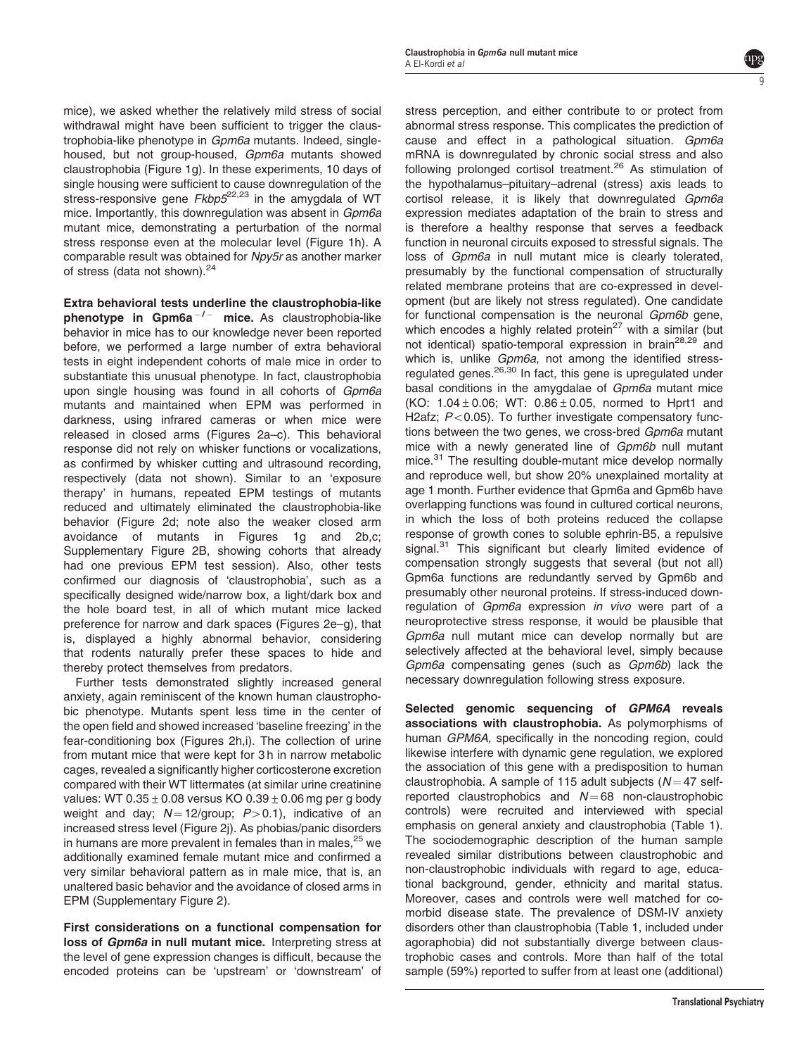mice), we asked whether the relatively mild stress of social withdrawal might have been sufficient to trigger the claustrophobia-like phenotype in *Gpm6a* mutants. Indeed, single-housed, but not group-housed, *Gpm6a* mutants showed claustrophobia (Figure 1g). In these experiments, 10 days of single housing were sufficient to cause downregulation of the stress-responsive gene *Fkbp5*[22,23] in the amygdala of WT mice. Importantly, this downregulation was absent in *Gpm6a* mutant mice, demonstrating a perturbation of the normal stress response even at the molecular level (Figure 1h). A comparable result was obtained for *Npy5r* as another marker of stress (data not shown).[24]

**Extra behavioral tests underline the claustrophobia-like phenotype in Gpm6a$^{-/-}$ mice.** As claustrophobia-like behavior in mice has to our knowledge never been reported before, we performed a large number of extra behavioral tests in eight independent cohorts of male mice in order to substantiate this unusual phenotype. In fact, claustrophobia upon single housing was found in all cohorts of *Gpm6a* mutants and maintained when EPM was performed in darkness, using infrared cameras or when mice were released in closed arms (Figures 2a–c). This behavioral response did not rely on whisker functions or vocalizations, as confirmed by whisker cutting and ultrasound recording, respectively (data not shown). Similar to an 'exposure therapy' in humans, repeated EPM testings of mutants reduced and ultimately eliminated the claustrophobia-like behavior (Figure 2d; note also the weaker closed arm avoidance of mutants in Figures 1g and 2b,c; Supplementary Figure 2B, showing cohorts that already had one previous EPM test session). Also, other tests confirmed our diagnosis of 'claustrophobia', such as a specifically designed wide/narrow box, a light/dark box and the hole board test, in all of which mutant mice lacked preference for narrow and dark spaces (Figures 2e–g), that is, displayed a highly abnormal behavior, considering that rodents naturally prefer these spaces to hide and thereby protect themselves from predators.

Further tests demonstrated slightly increased general anxiety, again reminiscent of the known human claustrophobic phenotype. Mutants spent less time in the center of the open field and showed increased 'baseline freezing' in the fear-conditioning box (Figures 2h,i). The collection of urine from mutant mice that were kept for 3 h in narrow metabolic cages, revealed a significantly higher corticosterone excretion compared with their WT littermates (at similar urine creatinine values: WT $0.35 \pm 0.08$ versus KO $0.39 \pm 0.06$ mg per g body weight and day; $N = 12$/group; $P > 0.1$), indicative of an increased stress level (Figure 2j). As phobias/panic disorders in humans are more prevalent in females than in males,[25] we additionally examined female mutant mice and confirmed a very similar behavioral pattern as in male mice, that is, an unaltered basic behavior and the avoidance of closed arms in EPM (Supplementary Figure 2).

**First considerations on a functional compensation for loss of *Gpm6a* in null mutant mice.** Interpreting stress at the level of gene expression changes is difficult, because the encoded proteins can be 'upstream' or 'downstream' of stress perception, and either contribute to or protect from abnormal stress response. This complicates the prediction of cause and effect in a pathological situation. *Gpm6a* mRNA is downregulated by chronic social stress and also following prolonged cortisol treatment.[26] As stimulation of the hypothalamus–pituitary–adrenal (stress) axis leads to cortisol release, it is likely that downregulated *Gpm6a* expression mediates adaptation of the brain to stress and is therefore a healthy response that serves a feedback function in neuronal circuits exposed to stressful signals. The loss of *Gpm6a* in null mutant mice is clearly tolerated, presumably by the functional compensation of structurally related membrane proteins that are co-expressed in development (but are likely not stress regulated). One candidate for functional compensation is the neuronal *Gpm6b* gene, which encodes a highly related protein[27] with a similar (but not identical) spatio-temporal expression in brain[28,29] and which is, unlike *Gpm6a*, not among the identified stress-regulated genes.[26,30] In fact, this gene is upregulated under basal conditions in the amygdalae of *Gpm6a* mutant mice (KO: $1.04 \pm 0.06$; WT: $0.86 \pm 0.05$, normed to Hprt1 and H2afz; $P < 0.05$). To further investigate compensatory functions between the two genes, we cross-bred *Gpm6a* mutant mice with a newly generated line of *Gpm6b* null mutant mice.[31] The resulting double-mutant mice develop normally and reproduce well, but show 20% unexplained mortality at age 1 month. Further evidence that Gpm6a and Gpm6b have overlapping functions was found in cultured cortical neurons, in which the loss of both proteins reduced the collapse response of growth cones to soluble ephrin-B5, a repulsive signal.[31] This significant but clearly limited evidence of compensation strongly suggests that several (but not all) Gpm6a functions are redundantly served by Gpm6b and presumably other neuronal proteins. If stress-induced downregulation of *Gpm6a* expression *in vivo* were part of a neuroprotective stress response, it would be plausible that *Gpm6a* null mutant mice can develop normally but are selectively affected at the behavioral level, simply because *Gpm6a* compensating genes (such as *Gpm6b*) lack the necessary downregulation following stress exposure.

**Selected genomic sequencing of *GPM6A* reveals associations with claustrophobia.** As polymorphisms of human *GPM6A*, specifically in the noncoding region, could likewise interfere with dynamic gene regulation, we explored the association of this gene with a predisposition to human claustrophobia. A sample of 115 adult subjects ($N = 47$ self-reported claustrophobics and $N = 68$ non-claustrophobic controls) were recruited and interviewed with special emphasis on general anxiety and claustrophobia (Table 1). The sociodemographic description of the human sample revealed similar distributions between claustrophobic and non-claustrophobic individuals with regard to age, educational background, gender, ethnicity and marital status. Moreover, cases and controls were well matched for co-morbid disease state. The prevalence of DSM-IV anxiety disorders other than claustrophobia (Table 1, included under agoraphobia) did not substantially diverge between claustrophobic cases and controls. More than half of the total sample (59%) reported to suffer from at least one (additional)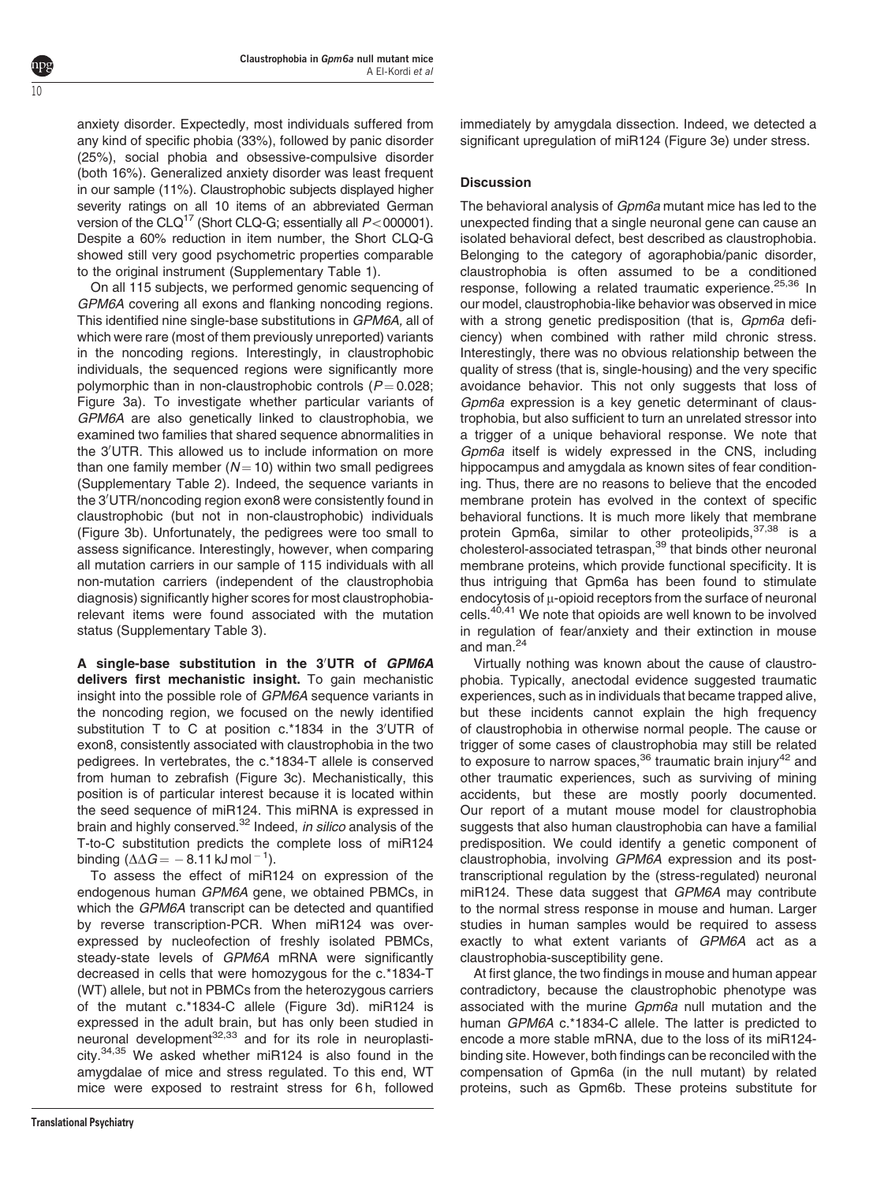anxiety disorder. Expectedly, most individuals suffered from any kind of specific phobia (33%), followed by panic disorder (25%), social phobia and obsessive-compulsive disorder (both 16%). Generalized anxiety disorder was least frequent in our sample (11%). Claustrophobic subjects displayed higher severity ratings on all 10 items of an abbreviated German version of the CLQ[17] (Short CLQ-G; essentially all $P < 000001$). Despite a 60% reduction in item number, the Short CLQ-G showed still very good psychometric properties comparable to the original instrument (Supplementary Table 1).

On all 115 subjects, we performed genomic sequencing of *GPM6A* covering all exons and flanking noncoding regions. This identified nine single-base substitutions in *GPM6A,* all of which were rare (most of them previously unreported) variants in the noncoding regions. Interestingly, in claustrophobic individuals, the sequenced regions were significantly more polymorphic than in non-claustrophobic controls ($P = 0.028$; Figure 3a). To investigate whether particular variants of *GPM6A* are also genetically linked to claustrophobia, we examined two families that shared sequence abnormalities in the 3′UTR. This allowed us to include information on more than one family member ($N = 10$) within two small pedigrees (Supplementary Table 2). Indeed, the sequence variants in the 3′UTR/noncoding region exon8 were consistently found in claustrophobic (but not in non-claustrophobic) individuals (Figure 3b). Unfortunately, the pedigrees were too small to assess significance. Interestingly, however, when comparing all mutation carriers in our sample of 115 individuals with all non-mutation carriers (independent of the claustrophobia diagnosis) significantly higher scores for most claustrophobia-relevant items were found associated with the mutation status (Supplementary Table 3).

**A single-base substitution in the 3′UTR of *GPM6A* delivers first mechanistic insight.** To gain mechanistic insight into the possible role of *GPM6A* sequence variants in the noncoding region, we focused on the newly identified substitution T to C at position c.*1834 in the 3′UTR of exon8, consistently associated with claustrophobia in the two pedigrees. In vertebrates, the c.*1834-T allele is conserved from human to zebrafish (Figure 3c). Mechanistically, this position is of particular interest because it is located within the seed sequence of miR124. This miRNA is expressed in brain and highly conserved.[32] Indeed, *in silico* analysis of the T-to-C substitution predicts the complete loss of miR124 binding ($\Delta\Delta G = -8.11\,\mathrm{kJ\,mol^{-1}}$).

To assess the effect of miR124 on expression of the endogenous human *GPM6A* gene, we obtained PBMCs, in which the *GPM6A* transcript can be detected and quantified by reverse transcription-PCR. When miR124 was overexpressed by nucleofection of freshly isolated PBMCs, steady-state levels of *GPM6A* mRNA were significantly decreased in cells that were homozygous for the c.*1834-T (WT) allele, but not in PBMCs from the heterozygous carriers of the mutant c.*1834-C allele (Figure 3d). miR124 is expressed in the adult brain, but has only been studied in neuronal development[32,33] and for its role in neuroplasticity.[34,35] We asked whether miR124 is also found in the amygdalae of mice and stress regulated. To this end, WT mice were exposed to restraint stress for 6 h, followed immediately by amygdala dissection. Indeed, we detected a significant upregulation of miR124 (Figure 3e) under stress.

## Discussion

The behavioral analysis of *Gpm6a* mutant mice has led to the unexpected finding that a single neuronal gene can cause an isolated behavioral defect, best described as claustrophobia. Belonging to the category of agoraphobia/panic disorder, claustrophobia is often assumed to be a conditioned response, following a related traumatic experience.[25,36] In our model, claustrophobia-like behavior was observed in mice with a strong genetic predisposition (that is, *Gpm6a* deficiency) when combined with rather mild chronic stress. Interestingly, there was no obvious relationship between the quality of stress (that is, single-housing) and the very specific avoidance behavior. This not only suggests that loss of *Gpm6a* expression is a key genetic determinant of claustrophobia, but also sufficient to turn an unrelated stressor into a trigger of a unique behavioral response. We note that *Gpm6a* itself is widely expressed in the CNS, including hippocampus and amygdala as known sites of fear conditioning. Thus, there are no reasons to believe that the encoded membrane protein has evolved in the context of specific behavioral functions. It is much more likely that membrane protein Gpm6a, similar to other proteolipids,[37,38] is a cholesterol-associated tetraspan,[39] that binds other neuronal membrane proteins, which provide functional specificity. It is thus intriguing that Gpm6a has been found to stimulate endocytosis of μ-opioid receptors from the surface of neuronal cells.[40,41] We note that opioids are well known to be involved in regulation of fear/anxiety and their extinction in mouse and man.[24]

Virtually nothing was known about the cause of claustrophobia. Typically, anectodal evidence suggested traumatic experiences, such as in individuals that became trapped alive, but these incidents cannot explain the high frequency of claustrophobia in otherwise normal people. The cause or trigger of some cases of claustrophobia may still be related to exposure to narrow spaces,[36] traumatic brain injury[42] and other traumatic experiences, such as surviving of mining accidents, but these are mostly poorly documented. Our report of a mutant mouse model for claustrophobia suggests that also human claustrophobia can have a familial predisposition. We could identify a genetic component of claustrophobia, involving *GPM6A* expression and its post-transcriptional regulation by the (stress-regulated) neuronal miR124. These data suggest that *GPM6A* may contribute to the normal stress response in mouse and human. Larger studies in human samples would be required to assess exactly to what extent variants of *GPM6A* act as a claustrophobia-susceptibility gene.

At first glance, the two findings in mouse and human appear contradictory, because the claustrophobic phenotype was associated with the murine *Gpm6a* null mutation and the human *GPM6A* c.*1834-C allele. The latter is predicted to encode a more stable mRNA, due to the loss of its miR124-binding site. However, both findings can be reconciled with the compensation of Gpm6a (in the null mutant) by related proteins, such as Gpm6b. These proteins substitute for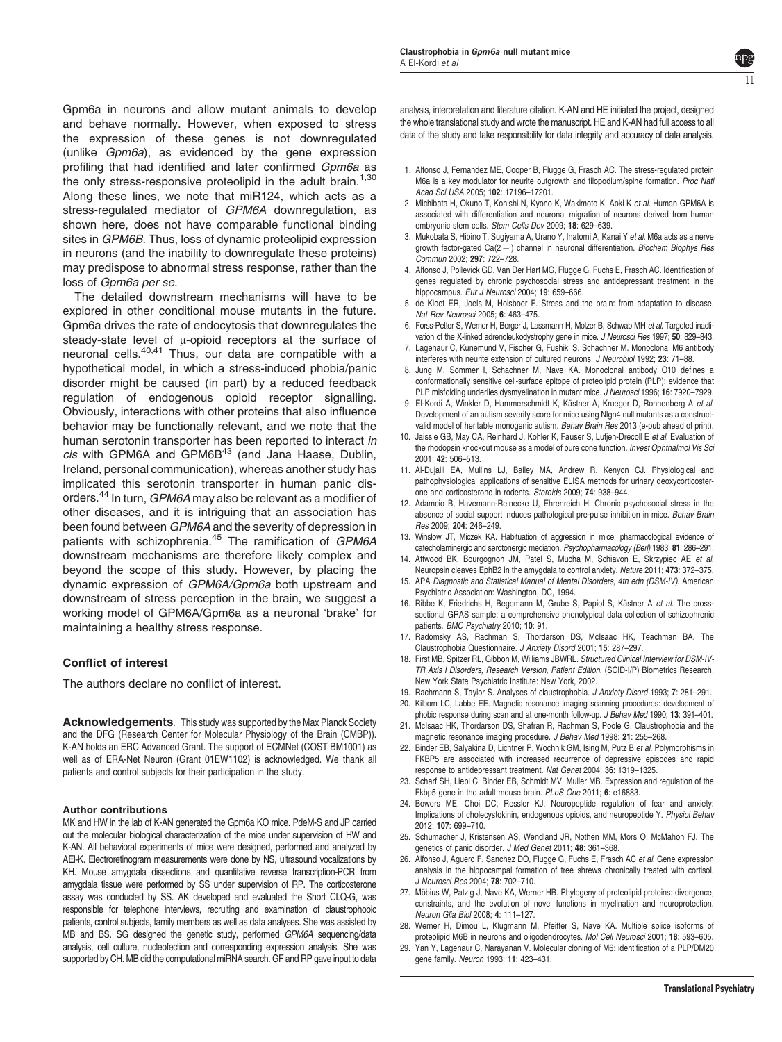Gpm6a in neurons and allow mutant animals to develop and behave normally. However, when exposed to stress the expression of these genes is not downregulated (unlike *Gpm6a*), as evidenced by the gene expression profiling that had identified and later confirmed *Gpm6a* as the only stress-responsive proteolipid in the adult brain.[1,30] Along these lines, we note that miR124, which acts as a stress-regulated mediator of *GPM6A* downregulation, as shown here, does not have comparable functional binding sites in *GPM6B*. Thus, loss of dynamic proteolipid expression in neurons (and the inability to downregulate these proteins) may predispose to abnormal stress response, rather than the loss of *Gpm6a per se*.

The detailed downstream mechanisms will have to be explored in other conditional mouse mutants in the future. Gpm6a drives the rate of endocytosis that downregulates the steady-state level of $\mu$-opioid receptors at the surface of neuronal cells.[40,41] Thus, our data are compatible with a hypothetical model, in which a stress-induced phobia/panic disorder might be caused (in part) by a reduced feedback regulation of endogenous opioid receptor signalling. Obviously, interactions with other proteins that also influence behavior may be functionally relevant, and we note that the human serotonin transporter has been reported to interact *in cis* with GPM6A and GPM6B[43] (and Jana Haase, Dublin, Ireland, personal communication), whereas another study has implicated this serotonin transporter in human panic disorders.[44] In turn, *GPM6A* may also be relevant as a modifier of other diseases, and it is intriguing that an association has been found between *GPM6A* and the severity of depression in patients with schizophrenia.[45] The ramification of *GPM6A* downstream mechanisms are therefore likely complex and beyond the scope of this study. However, by placing the dynamic expression of *GPM6A/Gpm6a* both upstream and downstream of stress perception in the brain, we suggest a working model of GPM6A/Gpm6a as a neuronal 'brake' for maintaining a healthy stress response.

## Conflict of interest

The authors declare no conflict of interest.

**Acknowledgements**. This study was supported by the Max Planck Society and the DFG (Research Center for Molecular Physiology of the Brain (CMBP)). K-AN holds an ERC Advanced Grant. The support of ECMNet (COST BM1001) as well as of ERA-Net Neuron (Grant 01EW1102) is acknowledged. We thank all patients and control subjects for their participation in the study.

### Author contributions

MK and HW in the lab of K-AN generated the Gpm6a KO mice. PdeM-S and JP carried out the molecular biological characterization of the mice under supervision of HW and K-AN. All behavioral experiments of mice were designed, performed and analyzed by AEl-K. Electroretinogram measurements were done by NS, ultrasound vocalizations by KH. Mouse amygdala dissections and quantitative reverse transcription-PCR from amygdala tissue were performed by SS under supervision of RP. The corticosterone assay was conducted by SS. AK developed and evaluated the Short CLQ-G, was responsible for telephone interviews, recruiting and examination of claustrophobic patients, control subjects, family members as well as data analyses. She was assisted by MB and BS. SG designed the genetic study, performed *GPM6A* sequencing/data analysis, cell culture, nucleofection and corresponding expression analysis. She was supported by CH. MB did the computational miRNA search. GF and RP gave input to data analysis, interpretation and literature citation. K-AN and HE initiated the project, designed the whole translational study and wrote the manuscript. HE and K-AN had full access to all data of the study and take responsibility for data integrity and accuracy of data analysis.

1. Alfonso J, Fernandez ME, Cooper B, Flugge G, Frasch AC. The stress-regulated protein M6a is a key modulator for neurite outgrowth and filopodium/spine formation. *Proc Natl Acad Sci USA* 2005; **102**: 17196–17201.
2. Michibata H, Okuno T, Konishi N, Kyono K, Wakimoto K, Aoki K *et al*. Human GPM6A is associated with differentiation and neuronal migration of neurons derived from human embryonic stem cells. *Stem Cells Dev* 2009; **18**: 629–639.
3. Mukobata S, Hibino T, Sugiyama A, Urano Y, Inatomi A, Kanai Y *et al*. M6a acts as a nerve growth factor-gated Ca(2+) channel in neuronal differentiation. *Biochem Biophys Res Commun* 2002; **297**: 722–728.
4. Alfonso J, Pollevick GD, Van Der Hart MG, Flugge G, Fuchs E, Frasch AC. Identification of genes regulated by chronic psychosocial stress and antidepressant treatment in the hippocampus. *Eur J Neurosci* 2004; **19**: 659–666.
5. de Kloet ER, Joels M, Holsboer F. Stress and the brain: from adaptation to disease. *Nat Rev Neurosci* 2005; **6**: 463–475.
6. Forss-Petter S, Werner H, Berger J, Lassmann H, Molzer B, Schwab MH *et al*. Targeted inactivation of the X-linked adrenoleukodystrophy gene in mice. *J Neurosci Res* 1997; **50**: 829–843.
7. Lagenaur C, Kunemund V, Fischer G, Fushiki S, Schachner M. Monoclonal M6 antibody interferes with neurite extension of cultured neurons. *J Neurobiol* 1992; **23**: 71–88.
8. Jung M, Sommer I, Schachner M, Nave KA. Monoclonal antibody O10 defines a conformationally sensitive cell-surface epitope of proteolipid protein (PLP): evidence that PLP misfolding underlies dysmyelination in mutant mice. *J Neurosci* 1996; **16**: 7920–7929.
9. El-Kordi A, Winkler D, Hammerschmidt K, Kästner A, Krueger D, Ronnenberg A *et al*. Development of an autism severity score for mice using Nlgn4 null mutants as a construct-valid model of heritable monogenic autism. *Behav Brain Res* 2013 (e-pub ahead of print).
10. Jaissle GB, May CA, Reinhard J, Kohler K, Fauser S, Lutjen-Drecoll E *et al*. Evaluation of the rhodopsin knockout mouse as a model of pure cone function. *Invest Ophthalmol Vis Sci* 2001; **42**: 506–513.
11. Al-Dujaili EA, Mullins LJ, Bailey MA, Andrew R, Kenyon CJ. Physiological and pathophysiological applications of sensitive ELISA methods for urinary deoxycorticosterone and corticosterone in rodents. *Steroids* 2009; **74**: 938–944.
12. Adamcio B, Havemann-Reinecke U, Ehrenreich H. Chronic psychosocial stress in the absence of social support induces pathological pre-pulse inhibition in mice. *Behav Brain Res* 2009; **204**: 246–249.
13. Winslow JT, Miczek KA. Habituation of aggression in mice: pharmacological evidence of catecholaminergic and serotonergic mediation. *Psychopharmacology (Berl)* 1983; **81**: 286–291.
14. Attwood BK, Bourgognon JM, Patel S, Mucha M, Schiavon E, Skrzypiec AE *et al*. Neuropsin cleaves EphB2 in the amygdala to control anxiety. *Nature* 2011; **473**: 372–375.
15. APA *Diagnostic and Statistical Manual of Mental Disorders, 4th edn (DSM-IV)*. American Psychiatric Association: Washington, DC, 1994.
16. Ribbe K, Friedrichs H, Begemann M, Grube S, Papiol S, Kästner A *et al*. The cross-sectional GRAS sample: a comprehensive phenotypical data collection of schizophrenic patients. *BMC Psychiatry* 2010; **10**: 91.
17. Radomsky AS, Rachman S, Thordarson DS, McIsaac HK, Teachman BA. The Claustrophobia Questionnaire. *J Anxiety Disord* 2001; **15**: 287–297.
18. First MB, Spitzer RL, Gibbon M, Williams JBWRL. *Structured Clinical Interview for DSM-IV-TR Axis I Disorders, Research Version, Patient Edition*. (SCID-I/P) Biometrics Research, New York State Psychiatric Institute: New York, 2002.
19. Rachmann S, Taylor S. Analyses of claustrophobia. *J Anxiety Disord* 1993; **7**: 281–291.
20. Kilborn LC, Labbe EE. Magnetic resonance imaging scanning procedures: development of phobic response during scan and at one-month follow-up. *J Behav Med* 1990; **13**: 391–401.
21. McIsaac HK, Thordarson DS, Shafran R, Rachman S, Poole G. Claustrophobia and the magnetic resonance imaging procedure. *J Behav Med* 1998; **21**: 255–268.
22. Binder EB, Salyakina D, Lichtner P, Wochnik GM, Ising M, Putz B *et al*. Polymorphisms in FKBP5 are associated with increased recurrence of depressive episodes and rapid response to antidepressant treatment. *Nat Genet* 2004; **36**: 1319–1325.
23. Scharf SH, Liebl C, Binder EB, Schmidt MV, Muller MB. Expression and regulation of the Fkbp5 gene in the adult mouse brain. *PLoS One* 2011; **6**: e16883.
24. Bowers ME, Choi DC, Ressler KJ. Neuropeptide regulation of fear and anxiety: Implications of cholecystokinin, endogenous opioids, and neuropeptide Y. *Physiol Behav* 2012; **107**: 699–710.
25. Schumacher J, Kristensen AS, Wendland JR, Nothen MM, Mors O, McMahon FJ. The genetics of panic disorder. *J Med Genet* 2011; **48**: 361–368.
26. Alfonso J, Aguero F, Sanchez DO, Flugge G, Fuchs E, Frasch AC *et al*. Gene expression analysis in the hippocampal formation of tree shrews chronically treated with cortisol. *J Neurosci Res* 2004; **78**: 702–710.
27. Möbius W, Patzig J, Nave KA, Werner HB. Phylogeny of proteolipid proteins: divergence, constraints, and the evolution of novel functions in myelination and neuroprotection. *Neuron Glia Biol* 2008; **4**: 111–127.
28. Werner H, Dimou L, Klugmann M, Pfeiffer S, Nave KA. Multiple splice isoforms of proteolipid M6B in neurons and oligodendrocytes. *Mol Cell Neurosci* 2001; **18**: 593–605.
29. Yan Y, Lagenaur C, Narayanan V. Molecular cloning of M6: identification of a PLP/DM20 gene family. *Neuron* 1993; **11**: 423–431.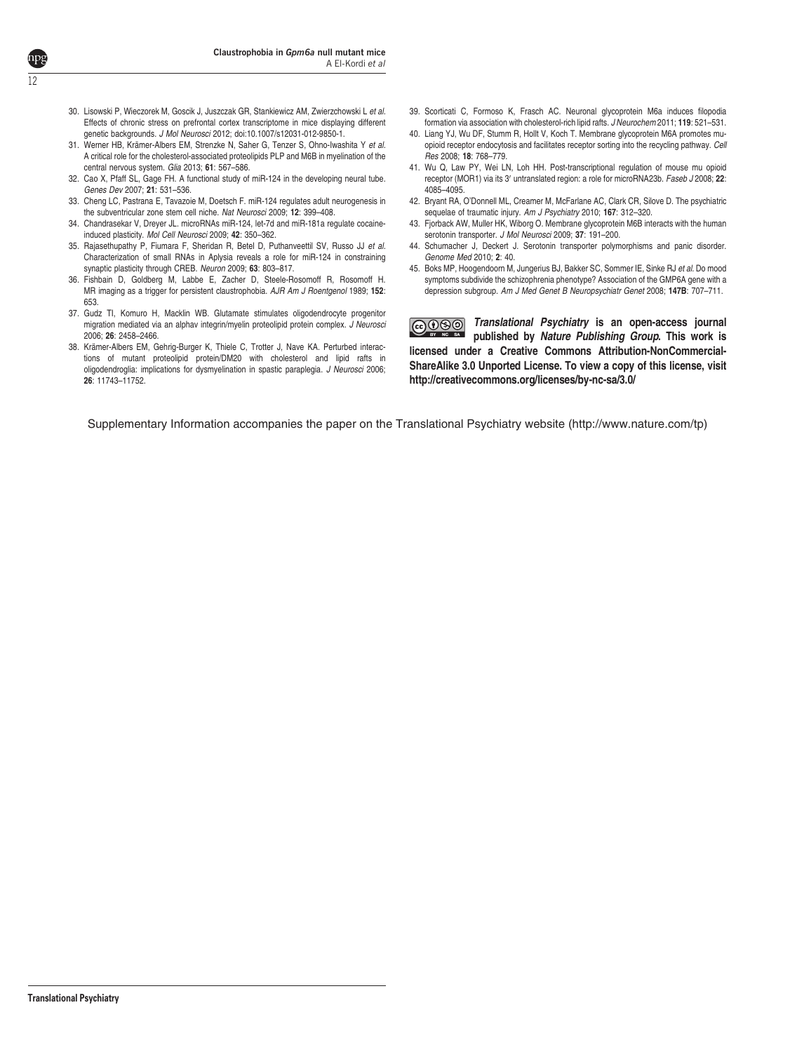30. Lisowski P, Wieczorek M, Goscik J, Juszczak GR, Stankiewicz AM, Zwierzchowski L *et al.* Effects of chronic stress on prefrontal cortex transcriptome in mice displaying different genetic backgrounds. *J Mol Neurosci* 2012; doi:10.1007/s12031-012-9850-1.
31. Werner HB, Krämer-Albers EM, Strenzke N, Saher G, Tenzer S, Ohno-Iwashita Y *et al.* A critical role for the cholesterol-associated proteolipids PLP and M6B in myelination of the central nervous system. *Glia* 2013; **61**: 567–586.
32. Cao X, Pfaff SL, Gage FH. A functional study of miR-124 in the developing neural tube. *Genes Dev* 2007; **21**: 531–536.
33. Cheng LC, Pastrana E, Tavazoie M, Doetsch F. miR-124 regulates adult neurogenesis in the subventricular zone stem cell niche. *Nat Neurosci* 2009; **12**: 399–408.
34. Chandrasekar V, Dreyer JL. microRNAs miR-124, let-7d and miR-181a regulate cocaine-induced plasticity. *Mol Cell Neurosci* 2009; **42**: 350–362.
35. Rajasethupathy P, Fiumara F, Sheridan R, Betel D, Puthanveettil SV, Russo JJ *et al.* Characterization of small RNAs in Aplysia reveals a role for miR-124 in constraining synaptic plasticity through CREB. *Neuron* 2009; **63**: 803–817.
36. Fishbain D, Goldberg M, Labbe E, Zacher D, Steele-Rosomoff R, Rosomoff H. MR imaging as a trigger for persistent claustrophobia. *AJR Am J Roentgenol* 1989; **152**: 653.
37. Gudz TI, Komuro H, Macklin WB. Glutamate stimulates oligodendrocyte progenitor migration mediated via an alphav integrin/myelin proteolipid protein complex. *J Neurosci* 2006; **26**: 2458–2466.
38. Krämer-Albers EM, Gehrig-Burger K, Thiele C, Trotter J, Nave KA. Perturbed interactions of mutant proteolipid protein/DM20 with cholesterol and lipid rafts in oligodendroglia: implications for dysmyelination in spastic paraplegia. *J Neurosci* 2006; **26**: 11743–11752.
39. Scorticati C, Formoso K, Frasch AC. Neuronal glycoprotein M6a induces filopodia formation via association with cholesterol-rich lipid rafts. *J Neurochem* 2011; **119**: 521–531.
40. Liang YJ, Wu DF, Stumm R, Hollt V, Koch T. Membrane glycoprotein M6A promotes mu-opioid receptor endocytosis and facilitates receptor sorting into the recycling pathway. *Cell Res* 2008; **18**: 768–779.
41. Wu Q, Law PY, Wei LN, Loh HH. Post-transcriptional regulation of mouse mu opioid receptor (MOR1) via its 3′ untranslated region: a role for microRNA23b. *Faseb J* 2008; **22**: 4085–4095.
42. Bryant RA, O'Donnell ML, Creamer M, McFarlane AC, Clark CR, Silove D. The psychiatric sequelae of traumatic injury. *Am J Psychiatry* 2010; **167**: 312–320.
43. Fjorback AW, Muller HK, Wiborg O. Membrane glycoprotein M6B interacts with the human serotonin transporter. *J Mol Neurosci* 2009; **37**: 191–200.
44. Schumacher J, Deckert J. Serotonin transporter polymorphisms and panic disorder. *Genome Med* 2010; **2**: 40.
45. Boks MP, Hoogendoorn M, Jungerius BJ, Bakker SC, Sommer IE, Sinke RJ *et al.* Do mood symptoms subdivide the schizophrenia phenotype? Association of the GMP6A gene with a depression subgroup. *Am J Med Genet B Neuropsychiatr Genet* 2008; **147B**: 707–711.

***Translational Psychiatry* is an open-access journal published by *Nature Publishing Group*. This work is licensed under a Creative Commons Attribution-NonCommercial-ShareAlike 3.0 Unported License. To view a copy of this license, visit http://creativecommons.org/licenses/by-nc-sa/3.0/**

Supplementary Information accompanies the paper on the Translational Psychiatry website (http://www.nature.com/tp)